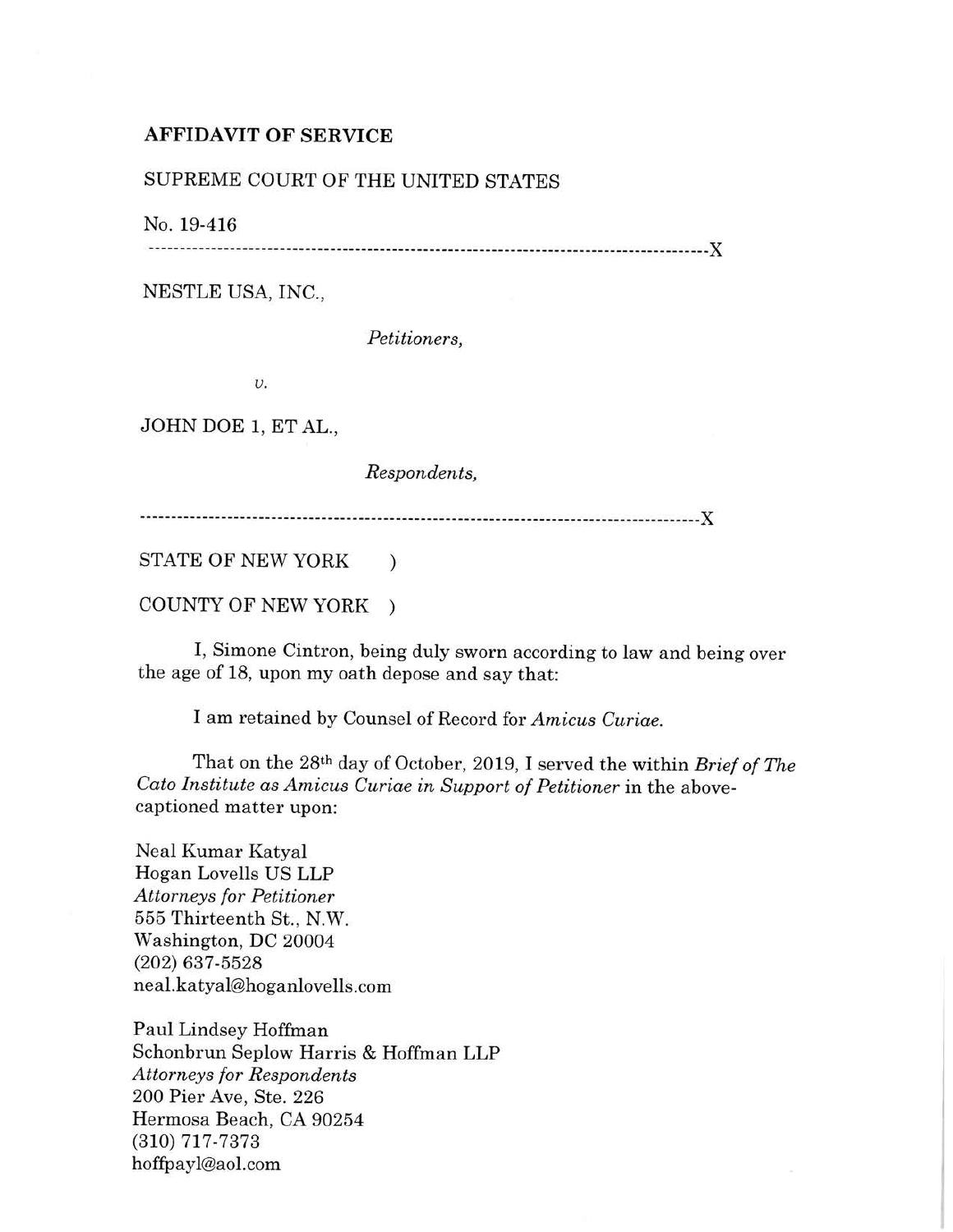**AFFIDAVIT OF SERVICE**

SUPREME COURT OF THE UNITED STATES

No. 19-416

------------------------------------------------------------------------------------------X

NESTLE USA, INC.,

*Petitioners,*

*v.*

JOHN DOE 1, ET AL.,

*Respondents,*

------------------------------------------------------------------------------------------X

STATE OF NEW YORK )

COUNTY OF NEW YORK )

I, Simone Cintron, being duly sworn according to law and being over the age of 18, upon my oath depose and say that:

I am retained by Counsel of Record for *Amicus Curiae.*

That on the 28th day of October, 2019, I served the within *Brief of The Cato Institute as Amicus Curiae in Support of Petitioner* in the above-captioned matter upon:

Neal Kumar Katyal
Hogan Lovells US LLP
*Attorneys for Petitioner*
555 Thirteenth St., N.W.
Washington, DC 20004
(202) 637-5528
neal.katyal@hoganlovells.com

Paul Lindsey Hoffman
Schonbrun Seplow Harris & Hoffman LLP
*Attorneys for Respondents*
200 Pier Ave, Ste. 226
Hermosa Beach, CA 90254
(310) 717-7373
hoffpayl@aol.com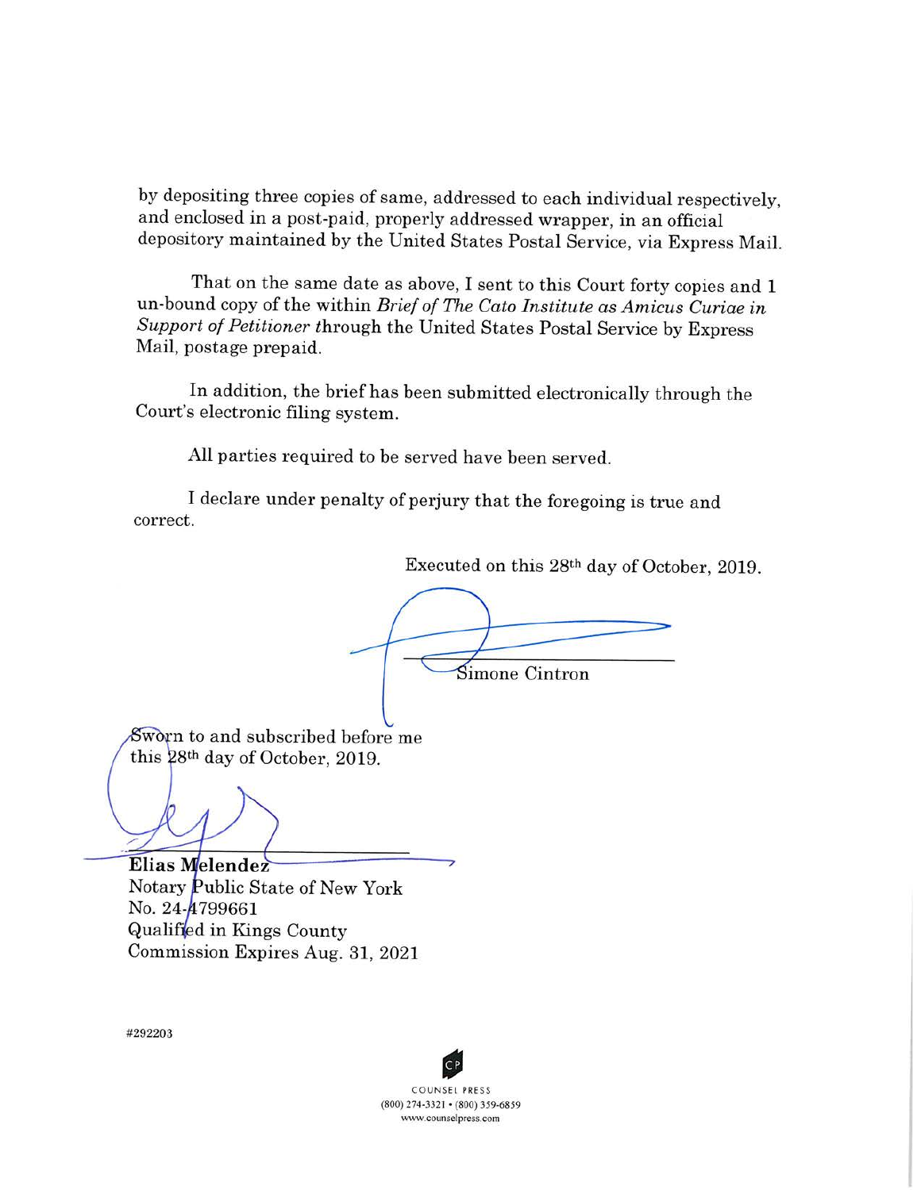by depositing three copies of same, addressed to each individual respectively, and enclosed in a post-paid, properly addressed wrapper, in an official depository maintained by the United States Postal Service, via Express Mail.

That on the same date as above, I sent to this Court forty copies and 1 un-bound copy of the within *Brief of The Cato Institute as Amicus Curiae in Support of Petitioner* through the United States Postal Service by Express Mail, postage prepaid.

In addition, the brief has been submitted electronically through the Court's electronic filing system.

All parties required to be served have been served.

I declare under penalty of perjury that the foregoing is true and correct.

Executed on this 28th day of October, 2019.

Simone Cintron

Sworn to and subscribed before me
this 28th day of October, 2019.

**Elias Melendez**
Notary Public State of New York
No. 24-4799661
Qualified in Kings County
Commission Expires Aug. 31, 2021

#292203

COUNSEL PRESS
(800) 274-3321 • (800) 359-6859
www.counselpress.com